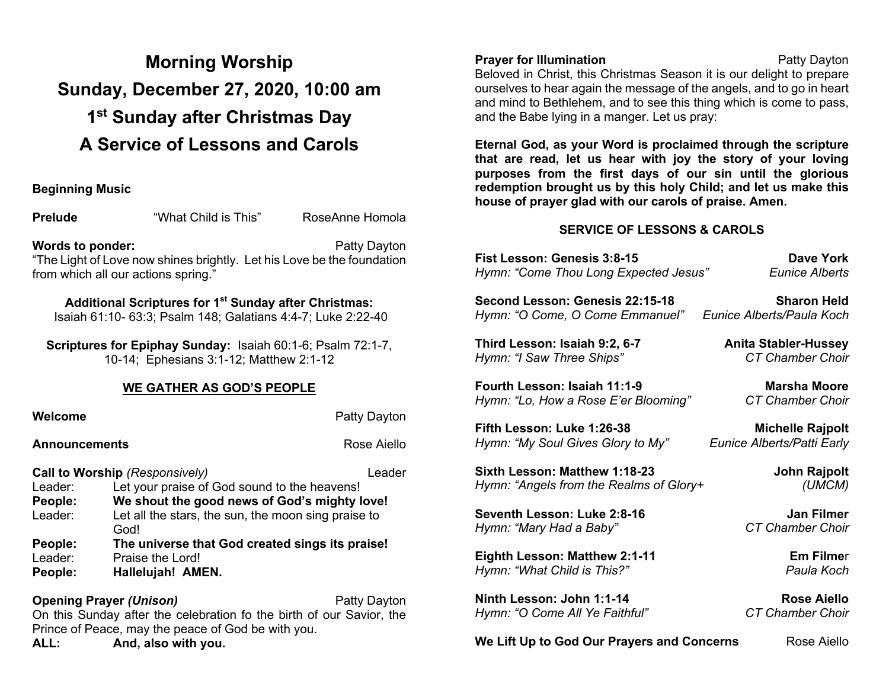# Morning Worship

# Sunday, December 27, 2020, 10:00 am

# 1st Sunday after Christmas Day

# A Service of Lessons and Carols

**Beginning Music**

**Prelude** “What Child is This” RoseAnne Homola

**Words to ponder:** Patty Dayton

“The Light of Love now shines brightly. Let his Love be the foundation from which all our actions spring.”

**Additional Scriptures for 1st Sunday after Christmas:**
Isaiah 61:10- 63:3; Psalm 148; Galatians 4:4-7; Luke 2:22-40

**Scriptures for Epiphay Sunday:** Isaiah 60:1-6; Psalm 72:1-7, 10-14; Ephesians 3:1-12; Matthew 2:1-12

## WE GATHER AS GOD’S PEOPLE

**Welcome** Patty Dayton

**Announcements** Rose Aiello

**Call to Worship** *(Responsively)* Leader

Leader: Let your praise of God sound to the heavens!
**People: We shout the good news of God’s mighty love!**
Leader: Let all the stars, the sun, the moon sing praise to God!
**People: The universe that God created sings its praise!**
Leader: Praise the Lord!
**People: Hallelujah! AMEN.**

**Opening Prayer *(Unison)*** Patty Dayton

On this Sunday after the celebration fo the birth of our Savior, the Prince of Peace, may the peace of God be with you.
**ALL: And, also with you.**

**Prayer for Illumination** Patty Dayton

Beloved in Christ, this Christmas Season it is our delight to prepare ourselves to hear again the message of the angels, and to go in heart and mind to Bethlehem, and to see this thing which is come to pass, and the Babe lying in a manger. Let us pray:

**Eternal God, as your Word is proclaimed through the scripture that are read, let us hear with joy the story of your loving purposes from the first days of our sin until the glorious redemption brought us by this holy Child; and let us make this house of prayer glad with our carols of praise. Amen.**

## SERVICE OF LESSONS & CAROLS

**Fist Lesson: Genesis 3:8-15** **Dave York**
*Hymn: “Come Thou Long Expected Jesus”* *Eunice Alberts*

**Second Lesson: Genesis 22:15-18** **Sharon Held**
*Hymn: “O Come, O Come Emmanuel”* *Eunice Alberts/Paula Koch*

**Third Lesson: Isaiah 9:2, 6-7** **Anita Stabler-Hussey**
*Hymn: “I Saw Three Ships”* *CT Chamber Choir*

**Fourth Lesson: Isaiah 11:1-9** **Marsha Moore**
*Hymn: “Lo, How a Rose E’er Blooming”* *CT Chamber Choir*

**Fifth Lesson: Luke 1:26-38** **Michelle Rajpolt**
*Hymn: “My Soul Gives Glory to My”* *Eunice Alberts/Patti Early*

**Sixth Lesson: Matthew 1:18-23** **John Rajpolt**
*Hymn: “Angels from the Realms of Glory+* *(UMCM)*

**Seventh Lesson: Luke 2:8-16** **Jan Filmer**
*Hymn: “Mary Had a Baby”* *CT Chamber Choir*

**Eighth Lesson: Matthew 2:1-11** **Em Filmer**
*Hymn: “What Child is This?”* *Paula Koch*

**Ninth Lesson: John 1:1-14** **Rose Aiello**
*Hymn: “O Come All Ye Faithful”* *CT Chamber Choir*

**We Lift Up to God Our Prayers and Concerns** Rose Aiello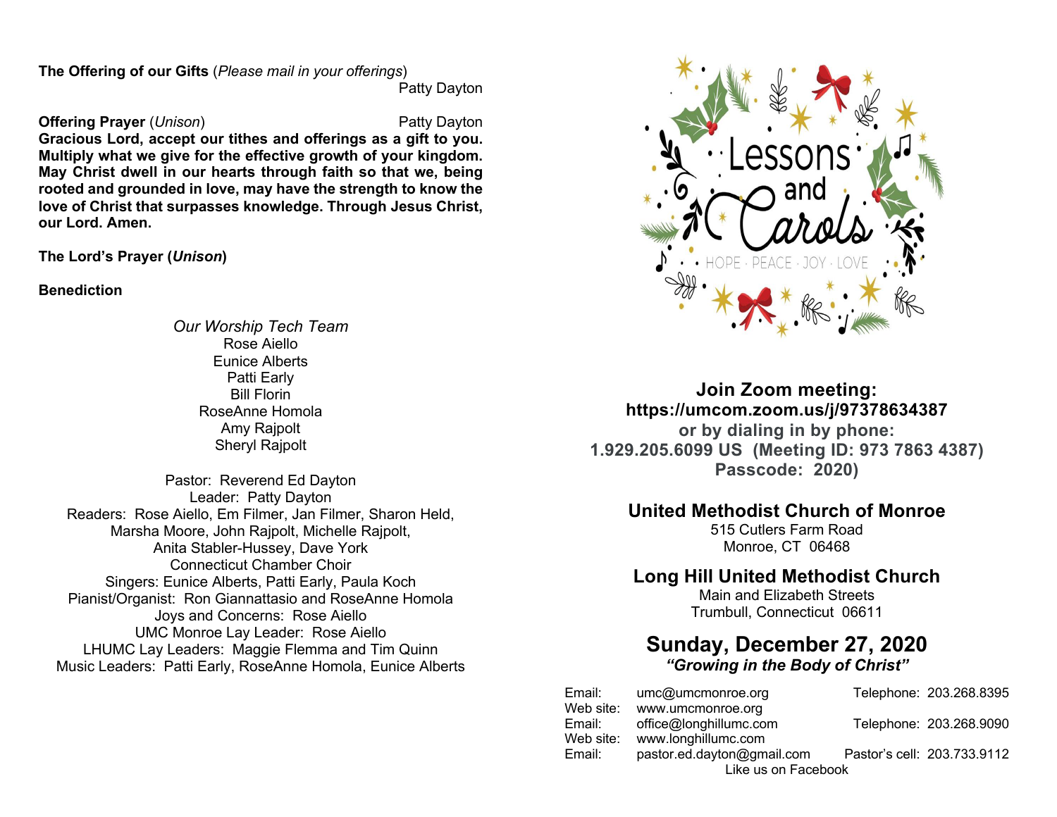**The Offering of our Gifts** (*Please mail in your offerings*)
Patty Dayton

**Offering Prayer** (*Unison*) Patty Dayton

**Gracious Lord, accept our tithes and offerings as a gift to you. Multiply what we give for the effective growth of your kingdom. May Christ dwell in our hearts through faith so that we, being rooted and grounded in love, may have the strength to know the love of Christ that surpasses knowledge. Through Jesus Christ, our Lord. Amen.**

**The Lord's Prayer (*Unison*)**

**Benediction**

*Our Worship Tech Team*
Rose Aiello
Eunice Alberts
Patti Early
Bill Florin
RoseAnne Homola
Amy Rajpolt
Sheryl Rajpolt

Pastor: Reverend Ed Dayton
Leader: Patty Dayton
Readers: Rose Aiello, Em Filmer, Jan Filmer, Sharon Held, Marsha Moore, John Rajpolt, Michelle Rajpolt, Anita Stabler-Hussey, Dave York
Connecticut Chamber Choir
Singers: Eunice Alberts, Patti Early, Paula Koch
Pianist/Organist: Ron Giannattasio and RoseAnne Homola
Joys and Concerns: Rose Aiello
UMC Monroe Lay Leader: Rose Aiello
LHUMC Lay Leaders: Maggie Flemma and Tim Quinn
Music Leaders: Patti Early, RoseAnne Homola, Eunice Alberts

Lessons and Carols

HOPE · PEACE · JOY · LOVE

**Join Zoom meeting:**
**https://umcom.zoom.us/j/97378634387**
**or by dialing in by phone:**
**1.929.205.6099 US (Meeting ID: 973 7863 4387)**
**Passcode: 2020)**

## United Methodist Church of Monroe

515 Cutlers Farm Road
Monroe, CT 06468

## Long Hill United Methodist Church

Main and Elizabeth Streets
Trumbull, Connecticut 06611

# Sunday, December 27, 2020

***"Growing in the Body of Christ"***

| | | | |
|---|---|---|---|
| Email: | umc@umcmonroe.org | Telephone: | 203.268.8395 |
| Web site: | www.umcmonroe.org | | |
| Email: | office@longhillumc.com | Telephone: | 203.268.9090 |
| Web site: | www.longhillumc.com | | |
| Email: | pastor.ed.dayton@gmail.com | Pastor's cell: | 203.733.9112 |

Like us on Facebook